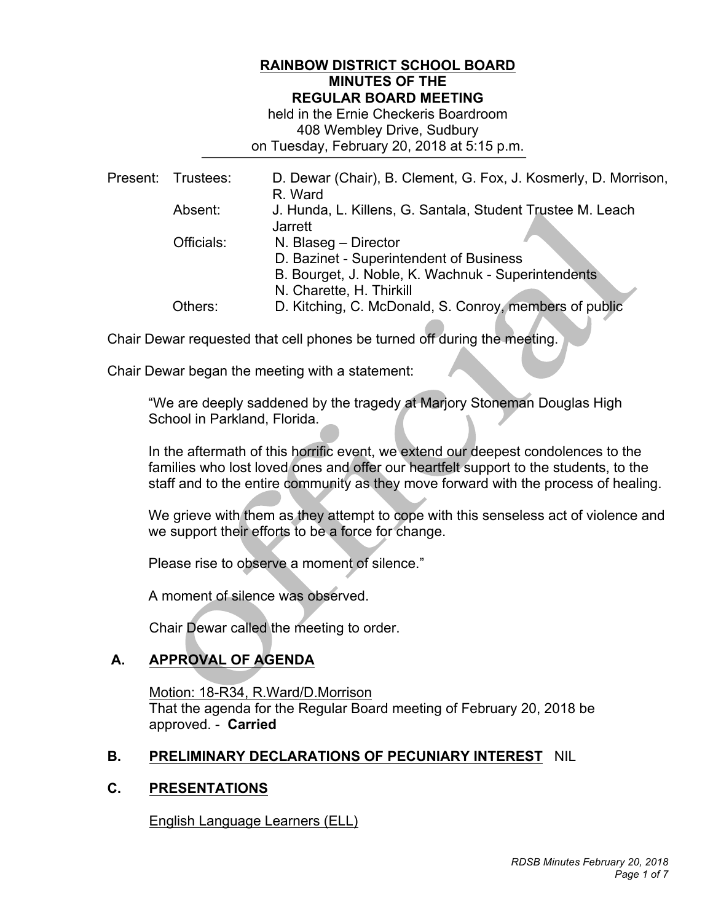**RAINBOW DISTRICT SCHOOL BOARD**
**MINUTES OF THE**
**REGULAR BOARD MEETING**
held in the Ernie Checkeris Boardroom
408 Wembley Drive, Sudbury
on Tuesday, February 20, 2018 at 5:15 p.m.

| Present: | Trustees: | D. Dewar (Chair), B. Clement, G. Fox, J. Kosmerly, D. Morrison, R. Ward |
|---|---|---|
| | Absent: | J. Hunda, L. Killens, G. Santala, Student Trustee M. Leach Jarrett |
| | Officials: | N. Blaseg – Director<br>D. Bazinet - Superintendent of Business<br>B. Bourget, J. Noble, K. Wachnuk - Superintendents<br>N. Charette, H. Thirkill |
| | Others: | D. Kitching, C. McDonald, S. Conroy, members of public |

Chair Dewar requested that cell phones be turned off during the meeting.

Chair Dewar began the meeting with a statement:

> "We are deeply saddened by the tragedy at Marjory Stoneman Douglas High School in Parkland, Florida.
>
> In the aftermath of this horrific event, we extend our deepest condolences to the families who lost loved ones and offer our heartfelt support to the students, to the staff and to the entire community as they move forward with the process of healing.
>
> We grieve with them as they attempt to cope with this senseless act of violence and we support their efforts to be a force for change.
>
> Please rise to observe a moment of silence."
>
> A moment of silence was observed.
>
> Chair Dewar called the meeting to order.

## A. APPROVAL OF AGENDA

Motion: 18-R34, R.Ward/D.Morrison
That the agenda for the Regular Board meeting of February 20, 2018 be approved. - **Carried**

## B. PRELIMINARY DECLARATIONS OF PECUNIARY INTEREST NIL

## C. PRESENTATIONS

English Language Learners (ELL)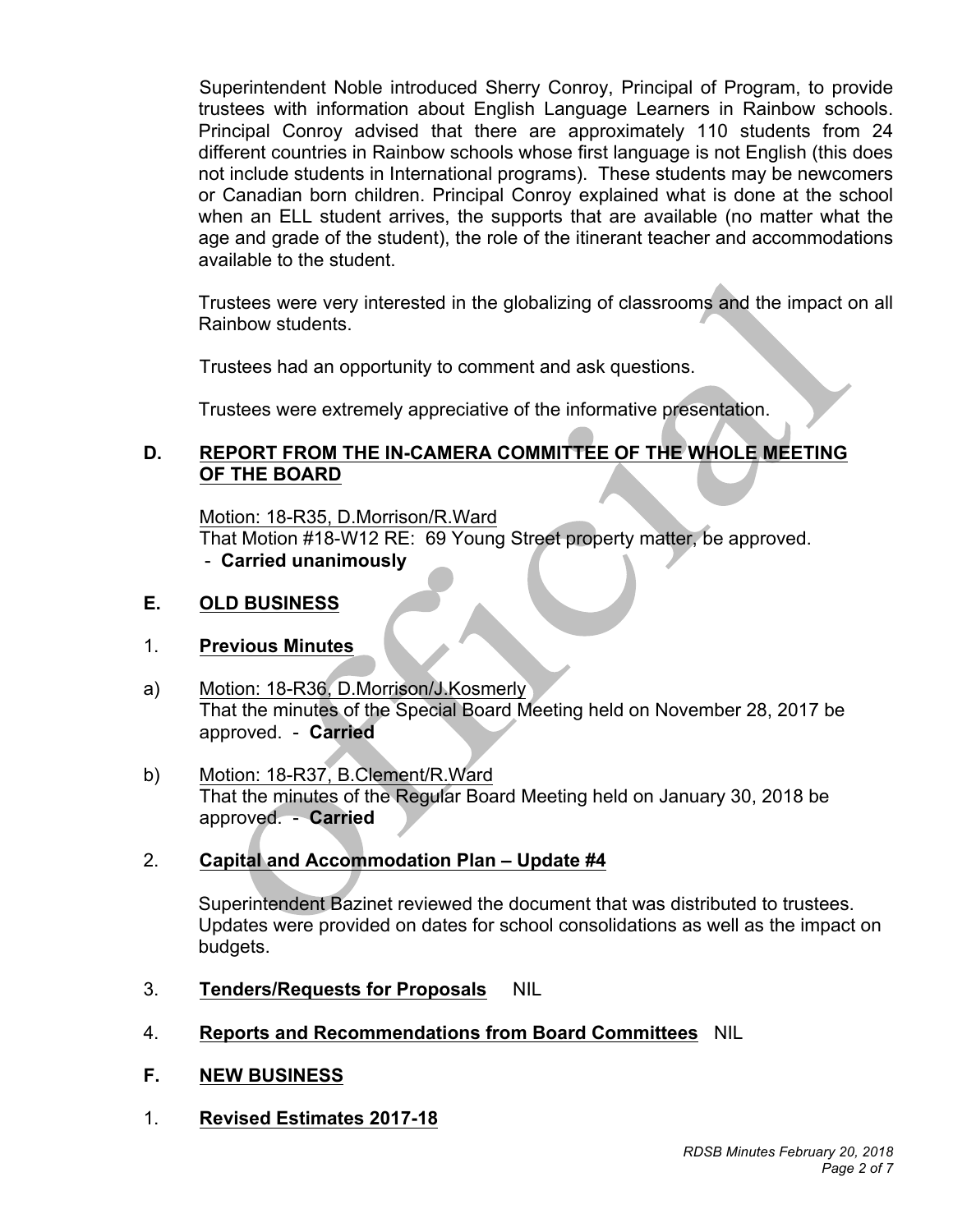Superintendent Noble introduced Sherry Conroy, Principal of Program, to provide trustees with information about English Language Learners in Rainbow schools. Principal Conroy advised that there are approximately 110 students from 24 different countries in Rainbow schools whose first language is not English (this does not include students in International programs). These students may be newcomers or Canadian born children. Principal Conroy explained what is done at the school when an ELL student arrives, the supports that are available (no matter what the age and grade of the student), the role of the itinerant teacher and accommodations available to the student.

Trustees were very interested in the globalizing of classrooms and the impact on all Rainbow students.

Trustees had an opportunity to comment and ask questions.

Trustees were extremely appreciative of the informative presentation.

## D. REPORT FROM THE IN-CAMERA COMMITTEE OF THE WHOLE MEETING OF THE BOARD

Motion: 18-R35, D.Morrison/R.Ward
That Motion #18-W12 RE: 69 Young Street property matter, be approved.
- **Carried unanimously**

## E. OLD BUSINESS

### 1. Previous Minutes

a) Motion: 18-R36, D.Morrison/J.Kosmerly
That the minutes of the Special Board Meeting held on November 28, 2017 be approved. - **Carried**

b) Motion: 18-R37, B.Clement/R.Ward
That the minutes of the Regular Board Meeting held on January 30, 2018 be approved. - **Carried**

### 2. Capital and Accommodation Plan – Update #4

Superintendent Bazinet reviewed the document that was distributed to trustees. Updates were provided on dates for school consolidations as well as the impact on budgets.

### 3. Tenders/Requests for Proposals NIL

### 4. Reports and Recommendations from Board Committees NIL

## F. NEW BUSINESS

### 1. Revised Estimates 2017-18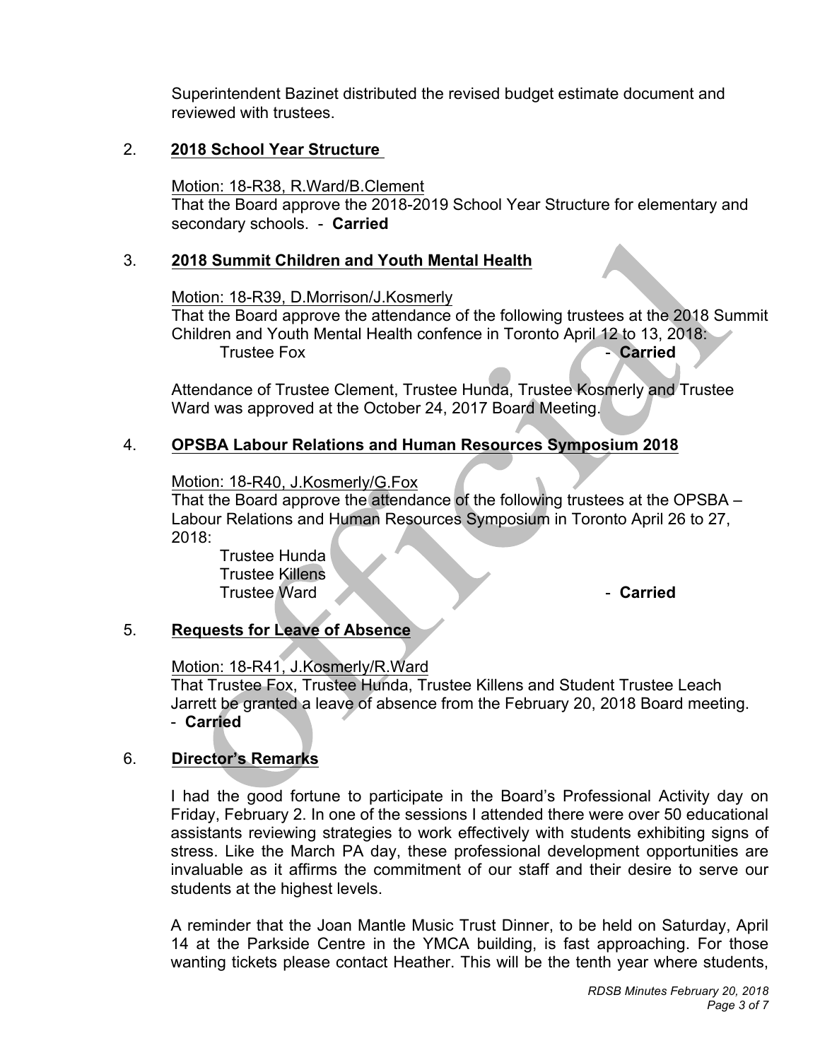Superintendent Bazinet distributed the revised budget estimate document and reviewed with trustees.

2. **2018 School Year Structure**

Motion: 18-R38, R.Ward/B.Clement
That the Board approve the 2018-2019 School Year Structure for elementary and secondary schools. - **Carried**

3. **2018 Summit Children and Youth Mental Health**

Motion: 18-R39, D.Morrison/J.Kosmerly
That the Board approve the attendance of the following trustees at the 2018 Summit Children and Youth Mental Health confence in Toronto April 12 to 13, 2018:
Trustee Fox - **Carried**

Attendance of Trustee Clement, Trustee Hunda, Trustee Kosmerly and Trustee Ward was approved at the October 24, 2017 Board Meeting.

4. **OPSBA Labour Relations and Human Resources Symposium 2018**

Motion: 18-R40, J.Kosmerly/G.Fox
That the Board approve the attendance of the following trustees at the OPSBA – Labour Relations and Human Resources Symposium in Toronto April 26 to 27, 2018:
Trustee Hunda
Trustee Killens
Trustee Ward - **Carried**

5. **Requests for Leave of Absence**

Motion: 18-R41, J.Kosmerly/R.Ward
That Trustee Fox, Trustee Hunda, Trustee Killens and Student Trustee Leach Jarrett be granted a leave of absence from the February 20, 2018 Board meeting. - **Carried**

6. **Director's Remarks**

I had the good fortune to participate in the Board's Professional Activity day on Friday, February 2. In one of the sessions I attended there were over 50 educational assistants reviewing strategies to work effectively with students exhibiting signs of stress. Like the March PA day, these professional development opportunities are invaluable as it affirms the commitment of our staff and their desire to serve our students at the highest levels.

A reminder that the Joan Mantle Music Trust Dinner, to be held on Saturday, April 14 at the Parkside Centre in the YMCA building, is fast approaching. For those wanting tickets please contact Heather. This will be the tenth year where students,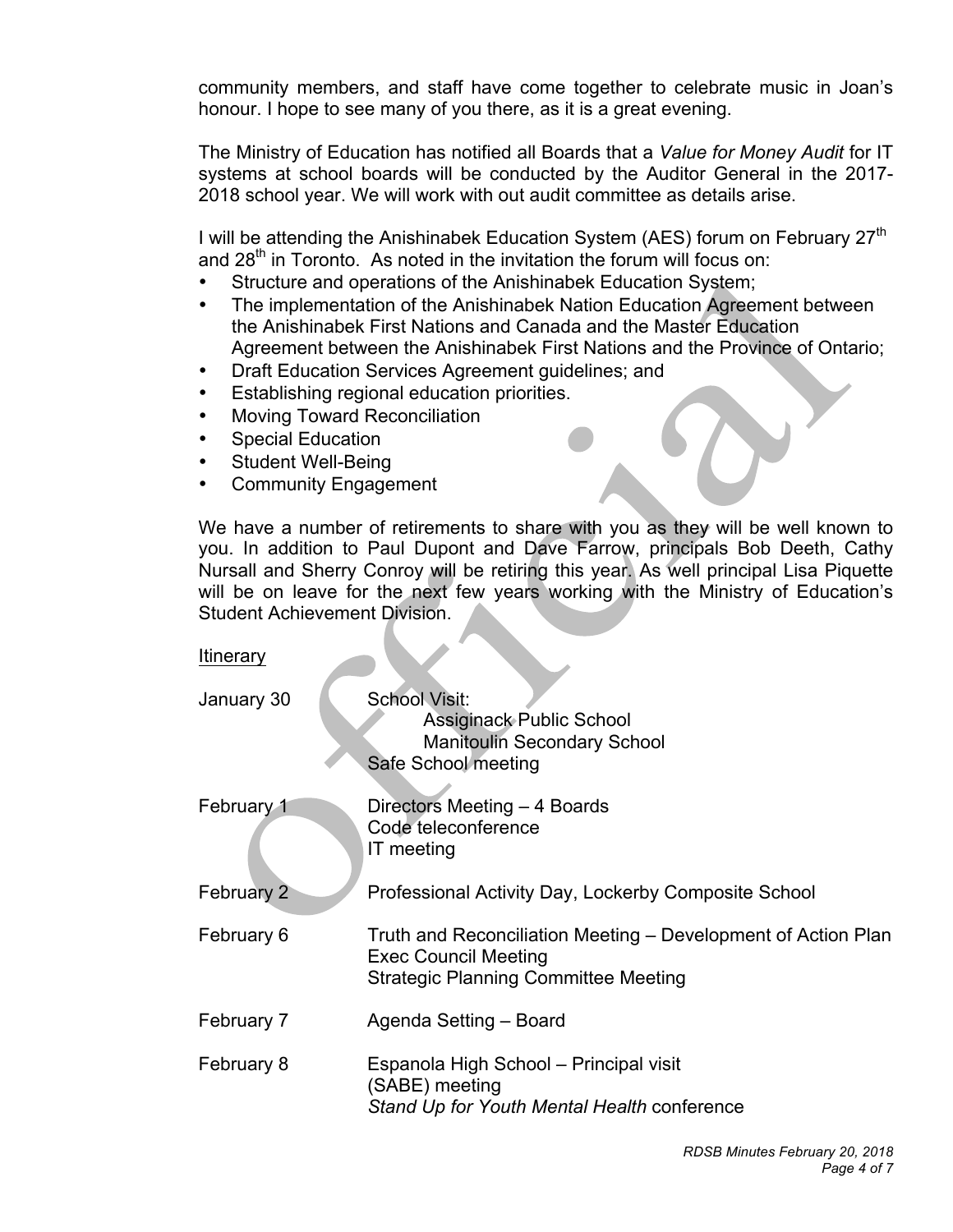community members, and staff have come together to celebrate music in Joan's honour. I hope to see many of you there, as it is a great evening.

The Ministry of Education has notified all Boards that a *Value for Money Audit* for IT systems at school boards will be conducted by the Auditor General in the 2017-2018 school year. We will work with out audit committee as details arise.

I will be attending the Anishinabek Education System (AES) forum on February 27th and 28th in Toronto. As noted in the invitation the forum will focus on:

- Structure and operations of the Anishinabek Education System;
- The implementation of the Anishinabek Nation Education Agreement between the Anishinabek First Nations and Canada and the Master Education Agreement between the Anishinabek First Nations and the Province of Ontario;
- Draft Education Services Agreement guidelines; and
- Establishing regional education priorities.
- Moving Toward Reconciliation
- Special Education
- Student Well-Being
- Community Engagement

We have a number of retirements to share with you as they will be well known to you. In addition to Paul Dupont and Dave Farrow, principals Bob Deeth, Cathy Nursall and Sherry Conroy will be retiring this year. As well principal Lisa Piquette will be on leave for the next few years working with the Ministry of Education's Student Achievement Division.

Itinerary

| | |
|---|---|
| January 30 | School Visit:<br>Assiginack Public School<br>Manitoulin Secondary School<br>Safe School meeting |
| February 1 | Directors Meeting – 4 Boards<br>Code teleconference<br>IT meeting |
| February 2 | Professional Activity Day, Lockerby Composite School |
| February 6 | Truth and Reconciliation Meeting – Development of Action Plan<br>Exec Council Meeting<br>Strategic Planning Committee Meeting |
| February 7 | Agenda Setting – Board |
| February 8 | Espanola High School – Principal visit<br>(SABE) meeting<br>*Stand Up for Youth Mental Health* conference |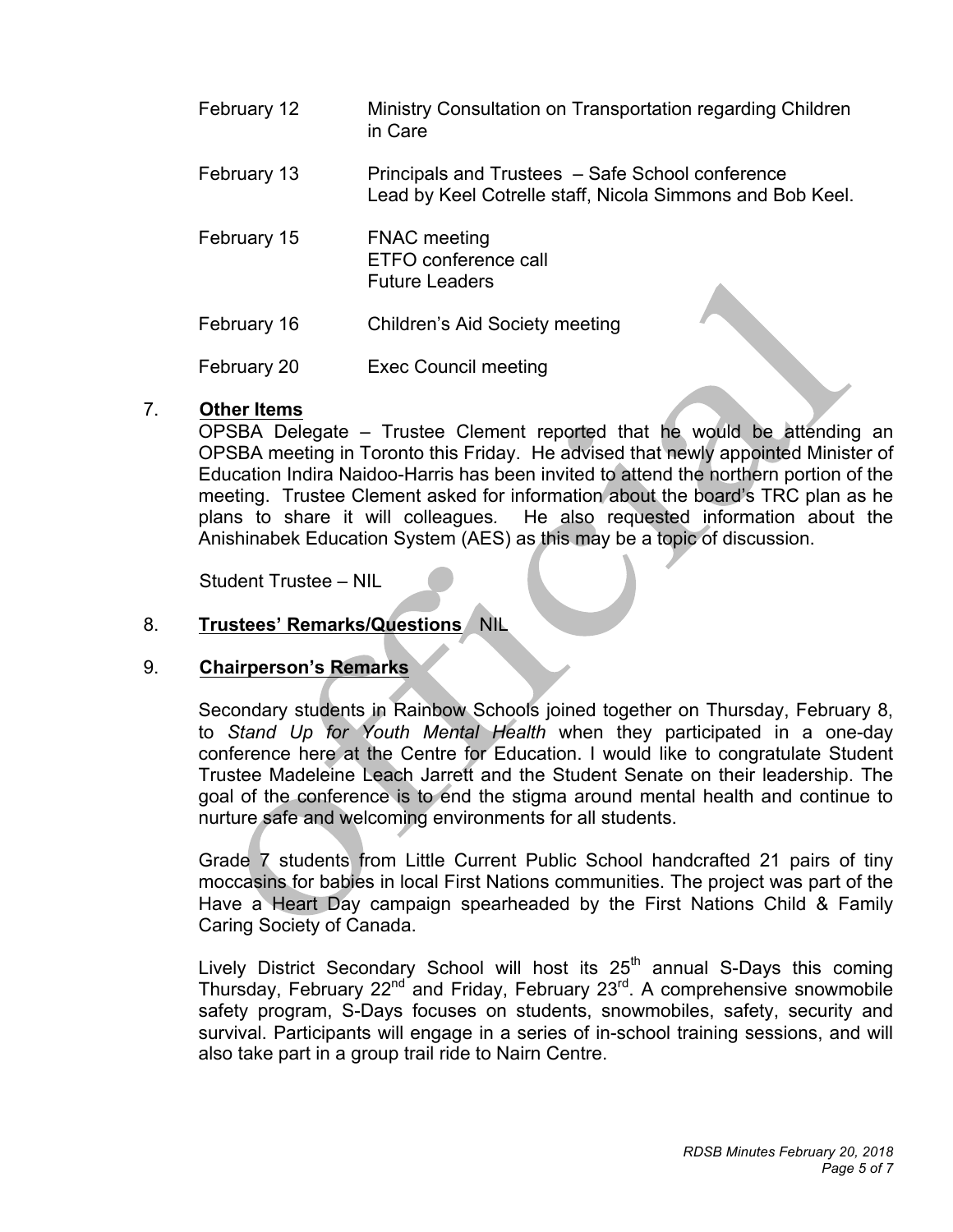| | |
|---|---|
| February 12 | Ministry Consultation on Transportation regarding Children in Care |
| February 13 | Principals and Trustees – Safe School conference<br>Lead by Keel Cotrelle staff, Nicola Simmons and Bob Keel. |
| February 15 | FNAC meeting<br>ETFO conference call<br>Future Leaders |
| February 16 | Children's Aid Society meeting |
| February 20 | Exec Council meeting |

7. **Other Items**

OPSBA Delegate – Trustee Clement reported that he would be attending an OPSBA meeting in Toronto this Friday. He advised that newly appointed Minister of Education Indira Naidoo-Harris has been invited to attend the northern portion of the meeting. Trustee Clement asked for information about the board's TRC plan as he plans to share it will colleagues. He also requested information about the Anishinabek Education System (AES) as this may be a topic of discussion.

Student Trustee – NIL

8. **Trustees' Remarks/Questions** NIL

9. **Chairperson's Remarks**

Secondary students in Rainbow Schools joined together on Thursday, February 8, to *Stand Up for Youth Mental Health* when they participated in a one-day conference here at the Centre for Education. I would like to congratulate Student Trustee Madeleine Leach Jarrett and the Student Senate on their leadership. The goal of the conference is to end the stigma around mental health and continue to nurture safe and welcoming environments for all students.

Grade 7 students from Little Current Public School handcrafted 21 pairs of tiny moccasins for babies in local First Nations communities. The project was part of the Have a Heart Day campaign spearheaded by the First Nations Child & Family Caring Society of Canada.

Lively District Secondary School will host its 25th annual S-Days this coming Thursday, February 22nd and Friday, February 23rd. A comprehensive snowmobile safety program, S-Days focuses on students, snowmobiles, safety, security and survival. Participants will engage in a series of in-school training sessions, and will also take part in a group trail ride to Nairn Centre.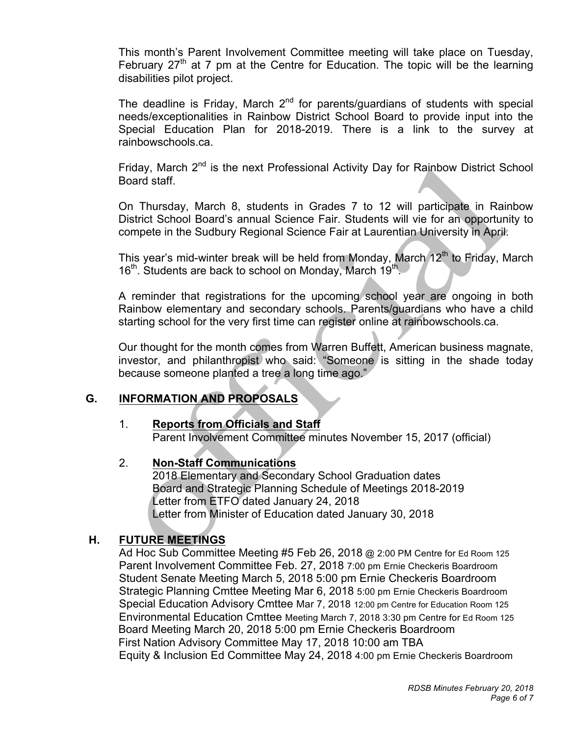This month's Parent Involvement Committee meeting will take place on Tuesday, February 27th at 7 pm at the Centre for Education. The topic will be the learning disabilities pilot project.

The deadline is Friday, March 2nd for parents/guardians of students with special needs/exceptionalities in Rainbow District School Board to provide input into the Special Education Plan for 2018-2019. There is a link to the survey at rainbowschools.ca.

Friday, March 2nd is the next Professional Activity Day for Rainbow District School Board staff.

On Thursday, March 8, students in Grades 7 to 12 will participate in Rainbow District School Board's annual Science Fair. Students will vie for an opportunity to compete in the Sudbury Regional Science Fair at Laurentian University in April.

This year's mid-winter break will be held from Monday, March 12th to Friday, March 16th. Students are back to school on Monday, March 19th.

A reminder that registrations for the upcoming school year are ongoing in both Rainbow elementary and secondary schools. Parents/guardians who have a child starting school for the very first time can register online at rainbowschools.ca.

Our thought for the month comes from Warren Buffett, American business magnate, investor, and philanthropist who said: "Someone is sitting in the shade today because someone planted a tree a long time ago."

## G. INFORMATION AND PROPOSALS

1. **Reports from Officials and Staff**
   Parent Involvement Committee minutes November 15, 2017 (official)

2. **Non-Staff Communications**
   2018 Elementary and Secondary School Graduation dates
   Board and Strategic Planning Schedule of Meetings 2018-2019
   Letter from ETFO dated January 24, 2018
   Letter from Minister of Education dated January 30, 2018

## H. FUTURE MEETINGS

Ad Hoc Sub Committee Meeting #5 Feb 26, 2018 @ 2:00 PM Centre for Ed Room 125
Parent Involvement Committee Feb. 27, 2018 7:00 pm Ernie Checkeris Boardroom
Student Senate Meeting March 5, 2018 5:00 pm Ernie Checkeris Boardroom
Strategic Planning Cmttee Meeting Mar 6, 2018 5:00 pm Ernie Checkeris Boardroom
Special Education Advisory Cmttee Mar 7, 2018 12:00 pm Centre for Education Room 125
Environmental Education Cmttee Meeting March 7, 2018 3:30 pm Centre for Ed Room 125
Board Meeting March 20, 2018 5:00 pm Ernie Checkeris Boardroom
First Nation Advisory Committee May 17, 2018 10:00 am TBA
Equity & Inclusion Ed Committee May 24, 2018 4:00 pm Ernie Checkeris Boardroom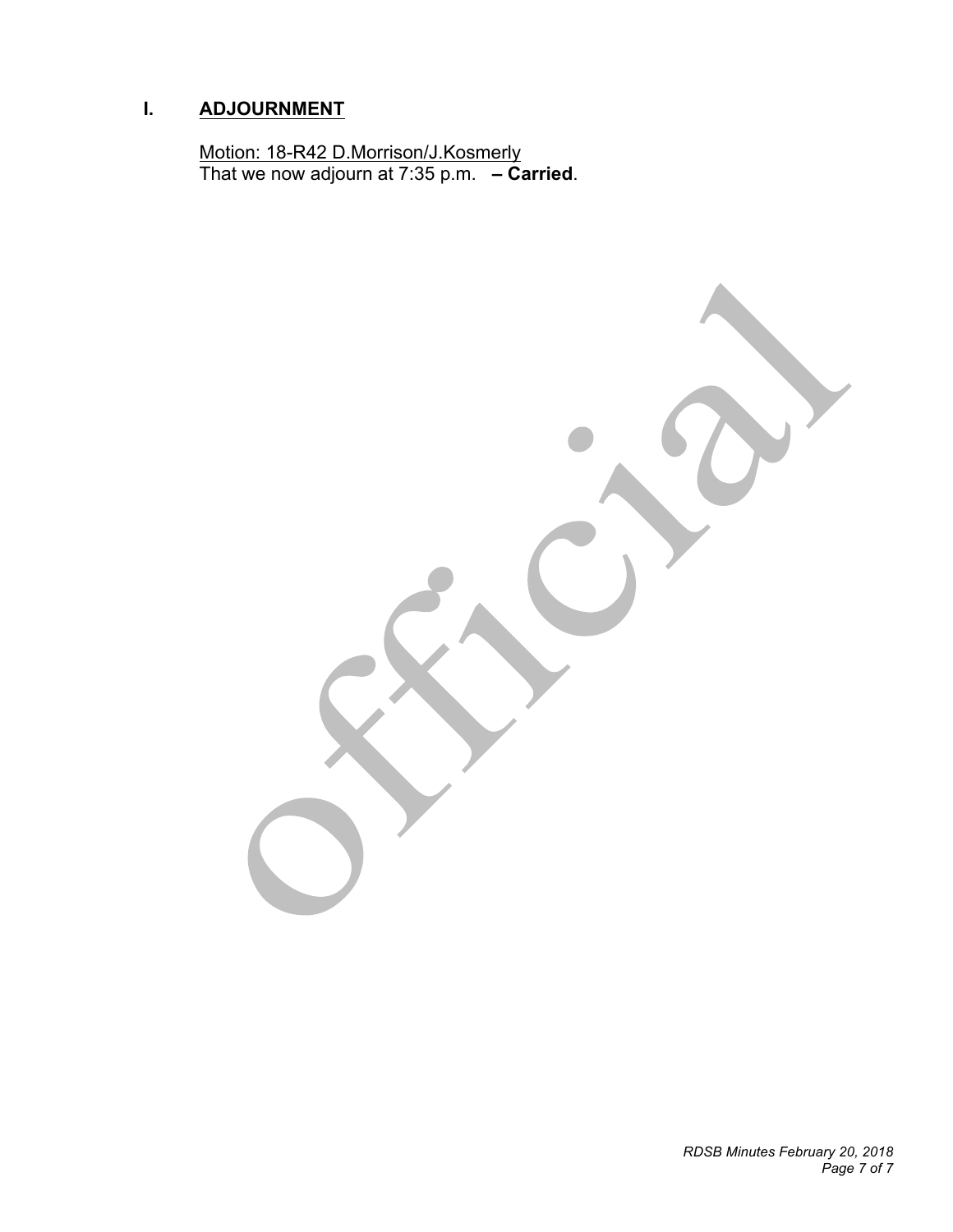## I. ADJOURNMENT

Motion: 18-R42 D.Morrison/J.Kosmerly
That we now adjourn at 7:35 p.m. **– Carried**.